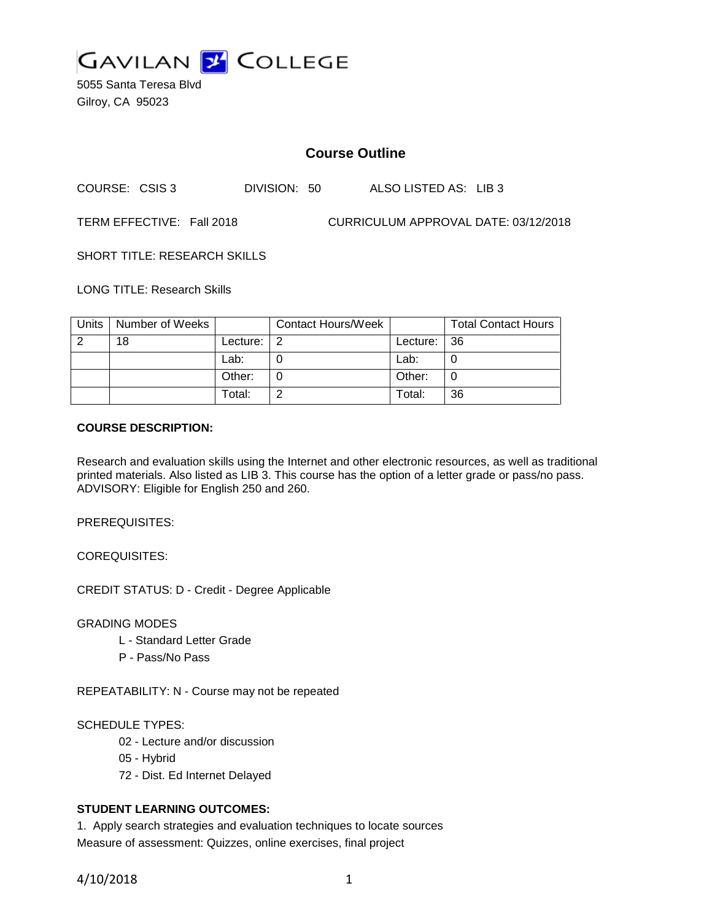GAVILAN COLLEGE

5055 Santa Teresa Blvd
Gilroy, CA 95023

# Course Outline

COURSE: CSIS 3    DIVISION: 50    ALSO LISTED AS: LIB 3

TERM EFFECTIVE: Fall 2018    CURRICULUM APPROVAL DATE: 03/12/2018

SHORT TITLE: RESEARCH SKILLS

LONG TITLE: Research Skills

| Units | Number of Weeks | | Contact Hours/Week | | Total Contact Hours |
|---|---|---|---|---|---|
| 2 | 18 | Lecture: | 2 | Lecture: | 36 |
| | | Lab: | 0 | Lab: | 0 |
| | | Other: | 0 | Other: | 0 |
| | | Total: | 2 | Total: | 36 |

**COURSE DESCRIPTION:**

Research and evaluation skills using the Internet and other electronic resources, as well as traditional printed materials. Also listed as LIB 3. This course has the option of a letter grade or pass/no pass. ADVISORY: Eligible for English 250 and 260.

PREREQUISITES:

COREQUISITES:

CREDIT STATUS: D - Credit - Degree Applicable

GRADING MODES

L - Standard Letter Grade
P - Pass/No Pass

REPEATABILITY: N - Course may not be repeated

SCHEDULE TYPES:

02 - Lecture and/or discussion
05 - Hybrid
72 - Dist. Ed Internet Delayed

**STUDENT LEARNING OUTCOMES:**

1. Apply search strategies and evaluation techniques to locate sources
Measure of assessment: Quizzes, online exercises, final project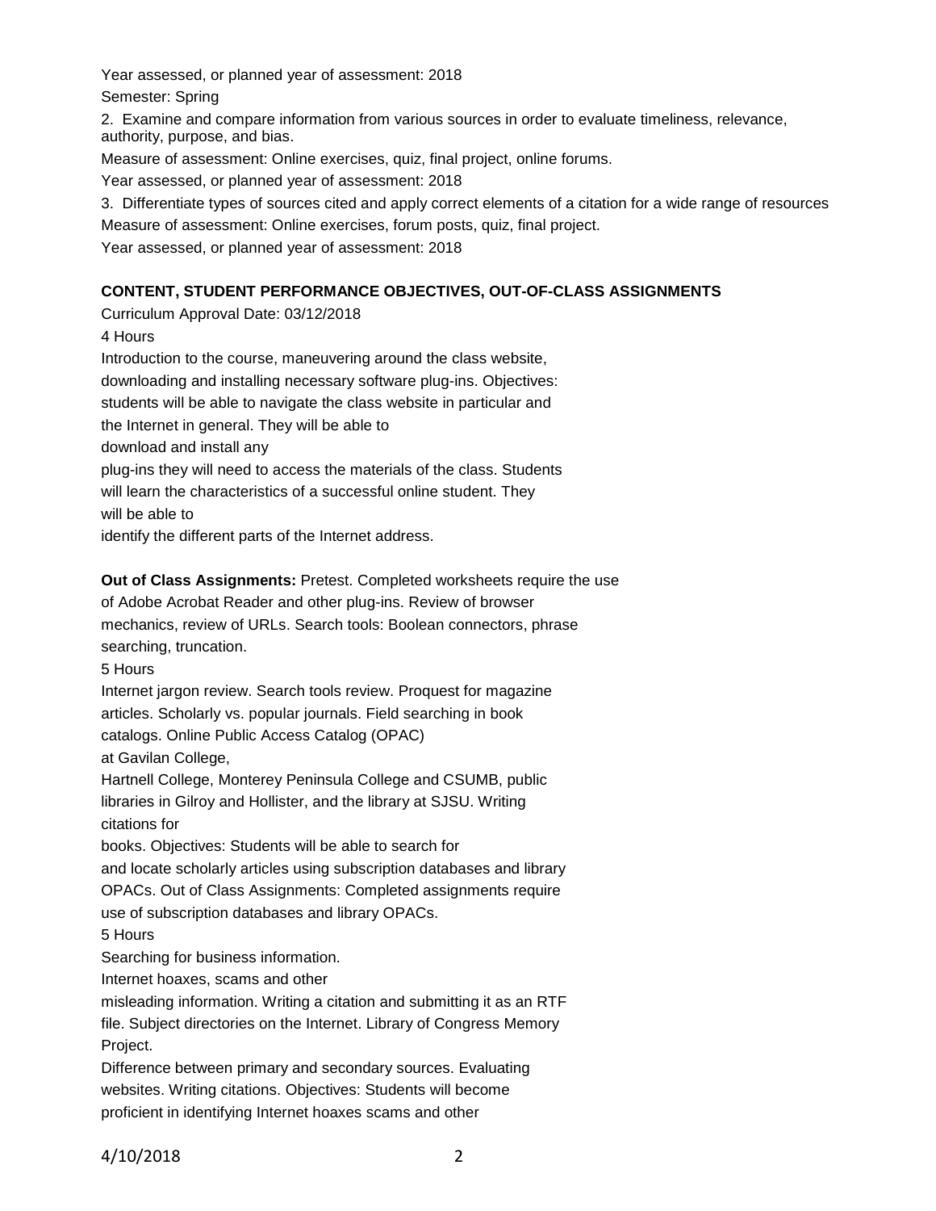Year assessed, or planned year of assessment: 2018

Semester: Spring

2. Examine and compare information from various sources in order to evaluate timeliness, relevance, authority, purpose, and bias.

Measure of assessment: Online exercises, quiz, final project, online forums.

Year assessed, or planned year of assessment: 2018

3. Differentiate types of sources cited and apply correct elements of a citation for a wide range of resources

Measure of assessment: Online exercises, forum posts, quiz, final project.

Year assessed, or planned year of assessment: 2018

## CONTENT, STUDENT PERFORMANCE OBJECTIVES, OUT-OF-CLASS ASSIGNMENTS

Curriculum Approval Date: 03/12/2018

4 Hours

Introduction to the course, maneuvering around the class website, downloading and installing necessary software plug-ins. Objectives: students will be able to navigate the class website in particular and the Internet in general. They will be able to download and install any plug-ins they will need to access the materials of the class. Students will learn the characteristics of a successful online student. They will be able to identify the different parts of the Internet address.

**Out of Class Assignments:** Pretest. Completed worksheets require the use of Adobe Acrobat Reader and other plug-ins. Review of browser mechanics, review of URLs. Search tools: Boolean connectors, phrase searching, truncation.

5 Hours

Internet jargon review. Search tools review. Proquest for magazine articles. Scholarly vs. popular journals. Field searching in book catalogs. Online Public Access Catalog (OPAC) at Gavilan College, Hartnell College, Monterey Peninsula College and CSUMB, public libraries in Gilroy and Hollister, and the library at SJSU. Writing citations for books. Objectives: Students will be able to search for and locate scholarly articles using subscription databases and library OPACs. Out of Class Assignments: Completed assignments require use of subscription databases and library OPACs.

5 Hours

Searching for business information. Internet hoaxes, scams and other misleading information. Writing a citation and submitting it as an RTF file. Subject directories on the Internet. Library of Congress Memory Project. Difference between primary and secondary sources. Evaluating websites. Writing citations. Objectives: Students will become proficient in identifying Internet hoaxes scams and other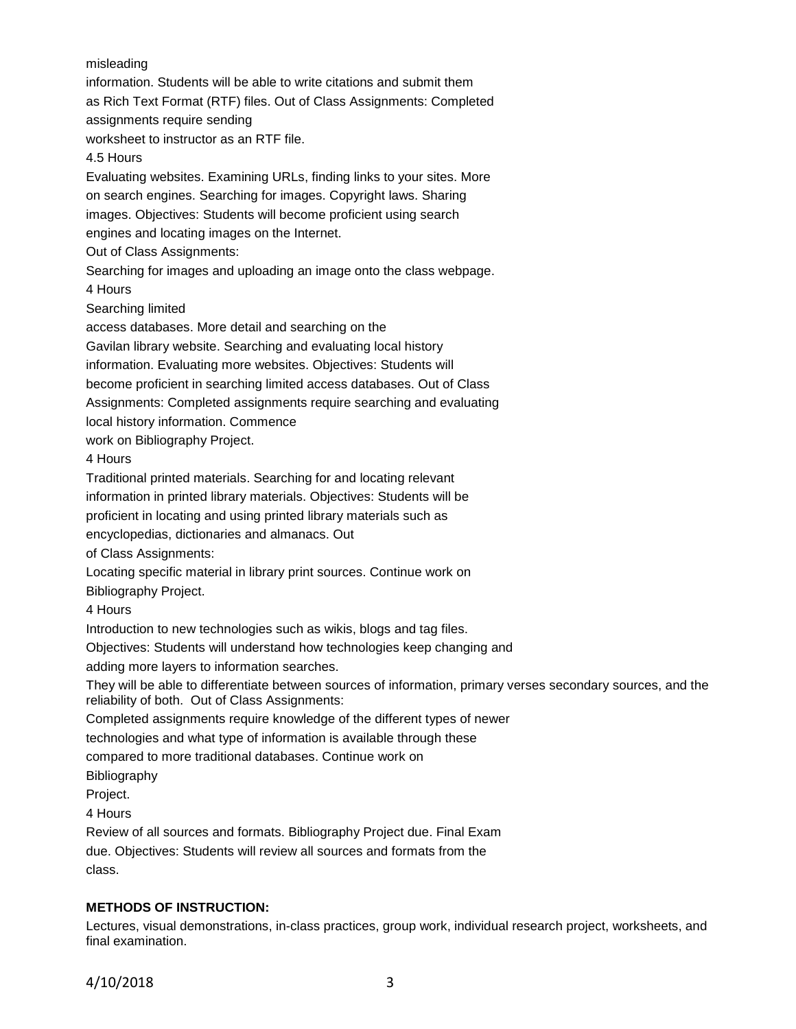misleading
information. Students will be able to write citations and submit them as Rich Text Format (RTF) files. Out of Class Assignments: Completed assignments require sending worksheet to instructor as an RTF file.

4.5 Hours

Evaluating websites. Examining URLs, finding links to your sites. More on search engines. Searching for images. Copyright laws. Sharing images. Objectives: Students will become proficient using search engines and locating images on the Internet.

Out of Class Assignments:

Searching for images and uploading an image onto the class webpage.

4 Hours

Searching limited access databases. More detail and searching on the Gavilan library website. Searching and evaluating local history information. Evaluating more websites. Objectives: Students will become proficient in searching limited access databases. Out of Class Assignments: Completed assignments require searching and evaluating local history information. Commence work on Bibliography Project.

4 Hours

Traditional printed materials. Searching for and locating relevant information in printed library materials. Objectives: Students will be proficient in locating and using printed library materials such as encyclopedias, dictionaries and almanacs. Out of Class Assignments:

Locating specific material in library print sources. Continue work on Bibliography Project.

4 Hours

Introduction to new technologies such as wikis, blogs and tag files.

Objectives: Students will understand how technologies keep changing and adding more layers to information searches.

They will be able to differentiate between sources of information, primary verses secondary sources, and the reliability of both. Out of Class Assignments:

Completed assignments require knowledge of the different types of newer technologies and what type of information is available through these compared to more traditional databases. Continue work on Bibliography Project.

4 Hours

Review of all sources and formats. Bibliography Project due. Final Exam due. Objectives: Students will review all sources and formats from the class.

**METHODS OF INSTRUCTION:**

Lectures, visual demonstrations, in-class practices, group work, individual research project, worksheets, and final examination.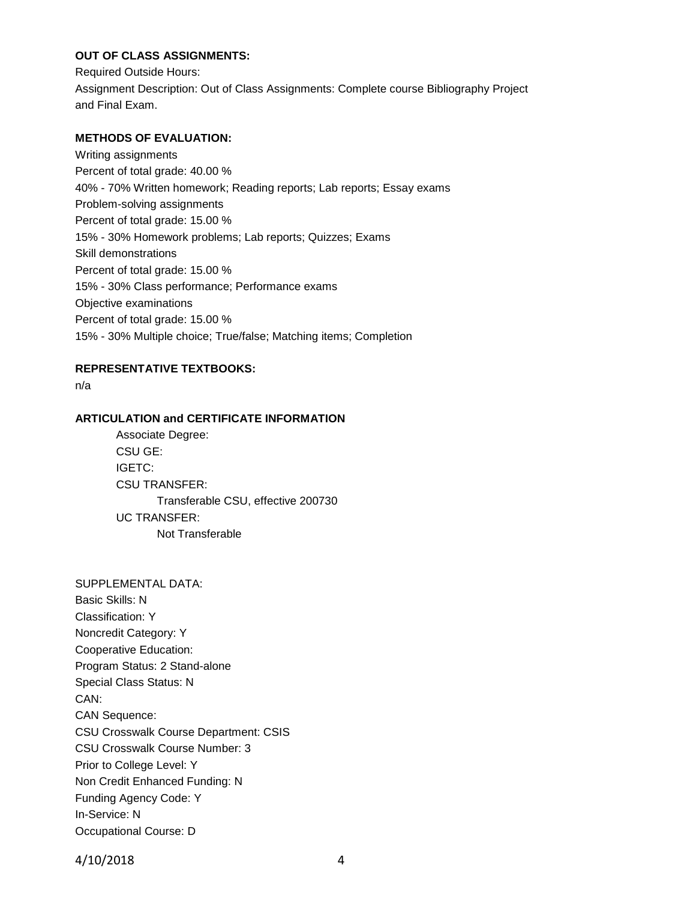**OUT OF CLASS ASSIGNMENTS:**

Required Outside Hours:

Assignment Description: Out of Class Assignments: Complete course Bibliography Project and Final Exam.

**METHODS OF EVALUATION:**

Writing assignments

Percent of total grade: 40.00 %

40% - 70% Written homework; Reading reports; Lab reports; Essay exams

Problem-solving assignments

Percent of total grade: 15.00 %

15% - 30% Homework problems; Lab reports; Quizzes; Exams

Skill demonstrations

Percent of total grade: 15.00 %

15% - 30% Class performance; Performance exams

Objective examinations

Percent of total grade: 15.00 %

15% - 30% Multiple choice; True/false; Matching items; Completion

**REPRESENTATIVE TEXTBOOKS:**

n/a

**ARTICULATION and CERTIFICATE INFORMATION**

Associate Degree:

CSU GE:

IGETC:

CSU TRANSFER:

Transferable CSU, effective 200730

UC TRANSFER:

Not Transferable

SUPPLEMENTAL DATA:

Basic Skills: N

Classification: Y

Noncredit Category: Y

Cooperative Education:

Program Status: 2 Stand-alone

Special Class Status: N

CAN:

CAN Sequence:

CSU Crosswalk Course Department: CSIS

CSU Crosswalk Course Number: 3

Prior to College Level: Y

Non Credit Enhanced Funding: N

Funding Agency Code: Y

In-Service: N

Occupational Course: D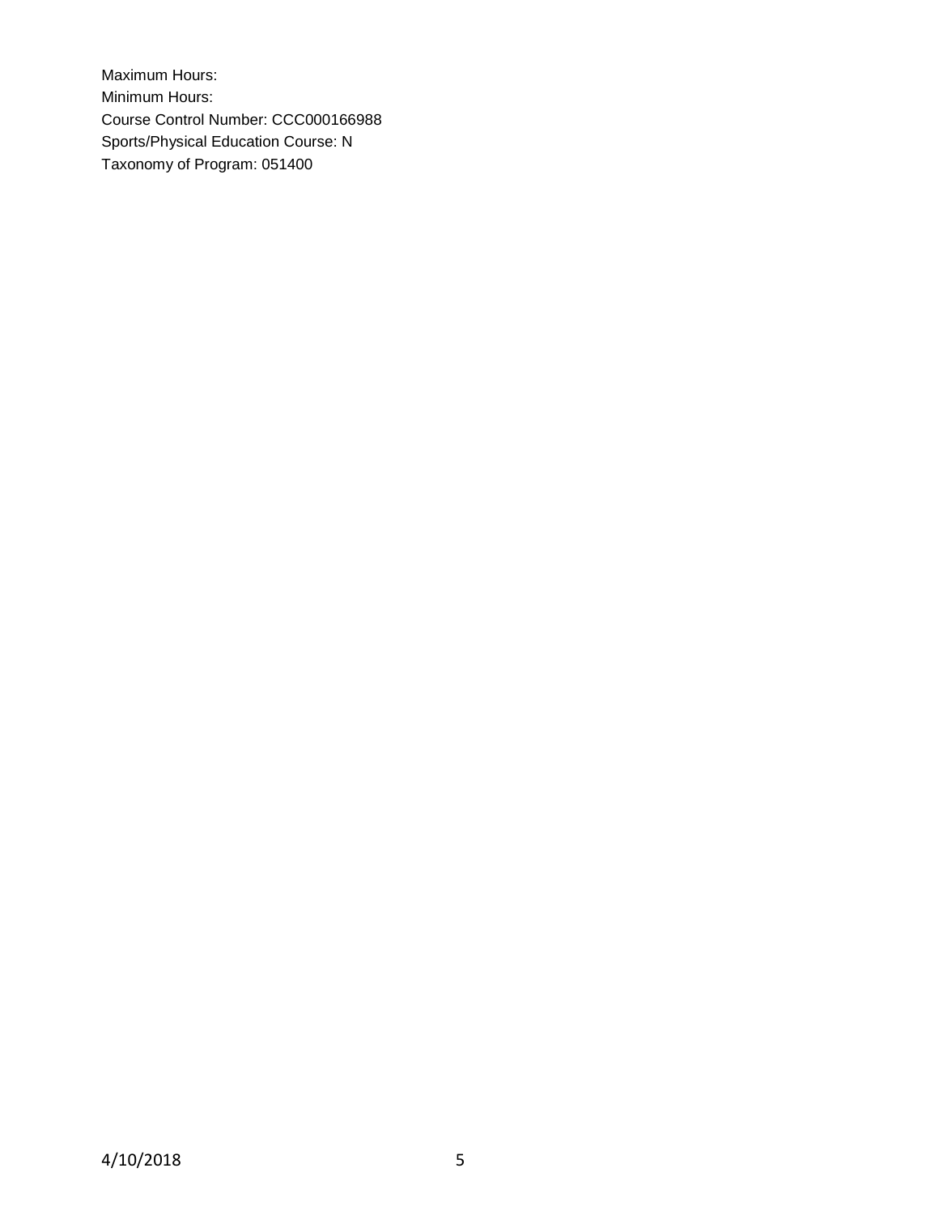Maximum Hours:
Minimum Hours:
Course Control Number: CCC000166988
Sports/Physical Education Course: N
Taxonomy of Program: 051400